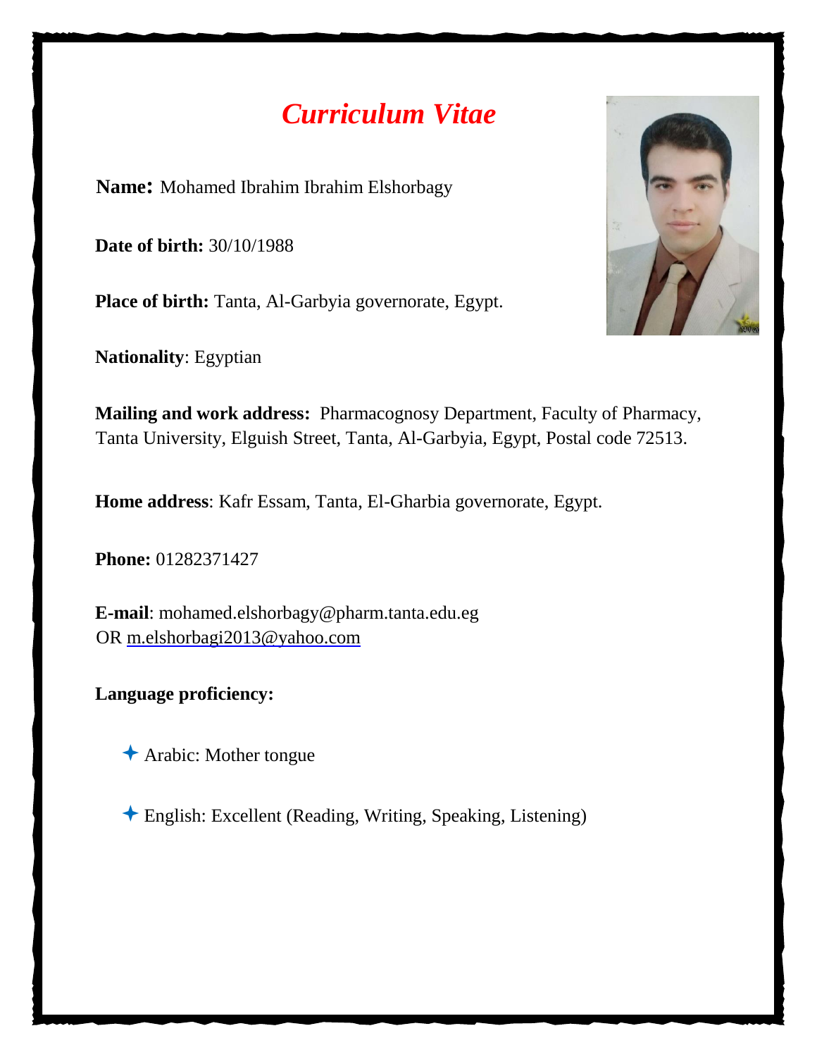# *Curriculum Vitae*

**Name:** Mohamed Ibrahim Ibrahim Elshorbagy

**Date of birth:** 30/10/1988

**Place of birth:** Tanta, Al-Garbyia governorate, Egypt.

**Nationality**: Egyptian

**Mailing and work address:** Pharmacognosy Department, Faculty of Pharmacy, Tanta University, Elguish Street, Tanta, Al-Garbyia, Egypt, Postal code 72513.

**Home address**: Kafr Essam, Tanta, El-Gharbia governorate, Egypt.

**Phone:** 01282371427

**E-mail**: mohamed.elshorbagy@pharm.tanta.edu.eg
OR m.elshorbagi2013@yahoo.com

**Language proficiency:**

- Arabic: Mother tongue
- English: Excellent (Reading, Writing, Speaking, Listening)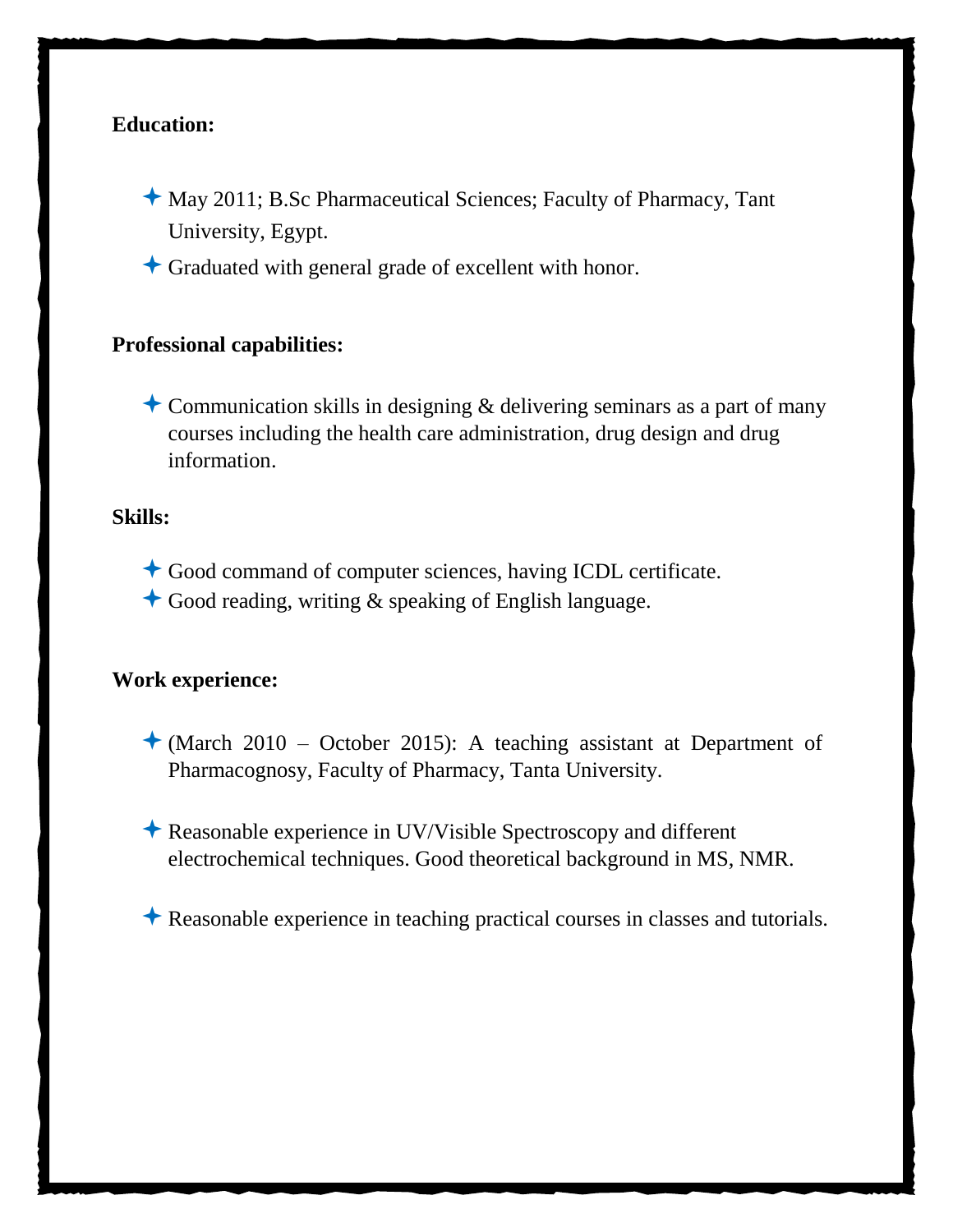**Education:**

- May 2011; B.Sc Pharmaceutical Sciences; Faculty of Pharmacy, Tant University, Egypt.
- Graduated with general grade of excellent with honor.

**Professional capabilities:**

- Communication skills in designing & delivering seminars as a part of many courses including the health care administration, drug design and drug information.

**Skills:**

- Good command of computer sciences, having ICDL certificate.
- Good reading, writing & speaking of English language.

**Work experience:**

- (March 2010 – October 2015): A teaching assistant at Department of Pharmacognosy, Faculty of Pharmacy, Tanta University.
- Reasonable experience in UV/Visible Spectroscopy and different electrochemical techniques. Good theoretical background in MS, NMR.
- Reasonable experience in teaching practical courses in classes and tutorials.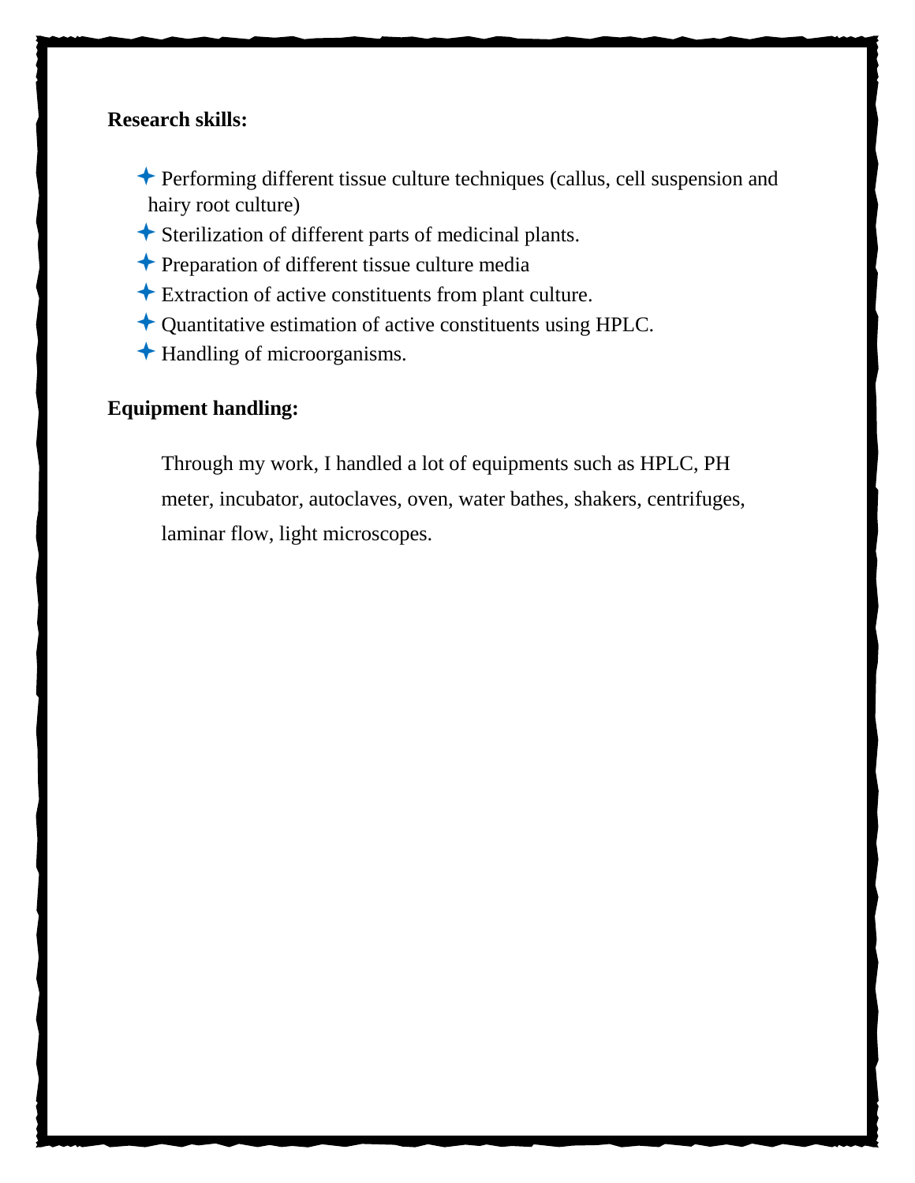**Research skills:**

- Performing different tissue culture techniques (callus, cell suspension and hairy root culture)
- Sterilization of different parts of medicinal plants.
- Preparation of different tissue culture media
- Extraction of active constituents from plant culture.
- Quantitative estimation of active constituents using HPLC.
- Handling of microorganisms.

**Equipment handling:**

Through my work, I handled a lot of equipments such as HPLC, PH meter, incubator, autoclaves, oven, water bathes, shakers, centrifuges, laminar flow, light microscopes.